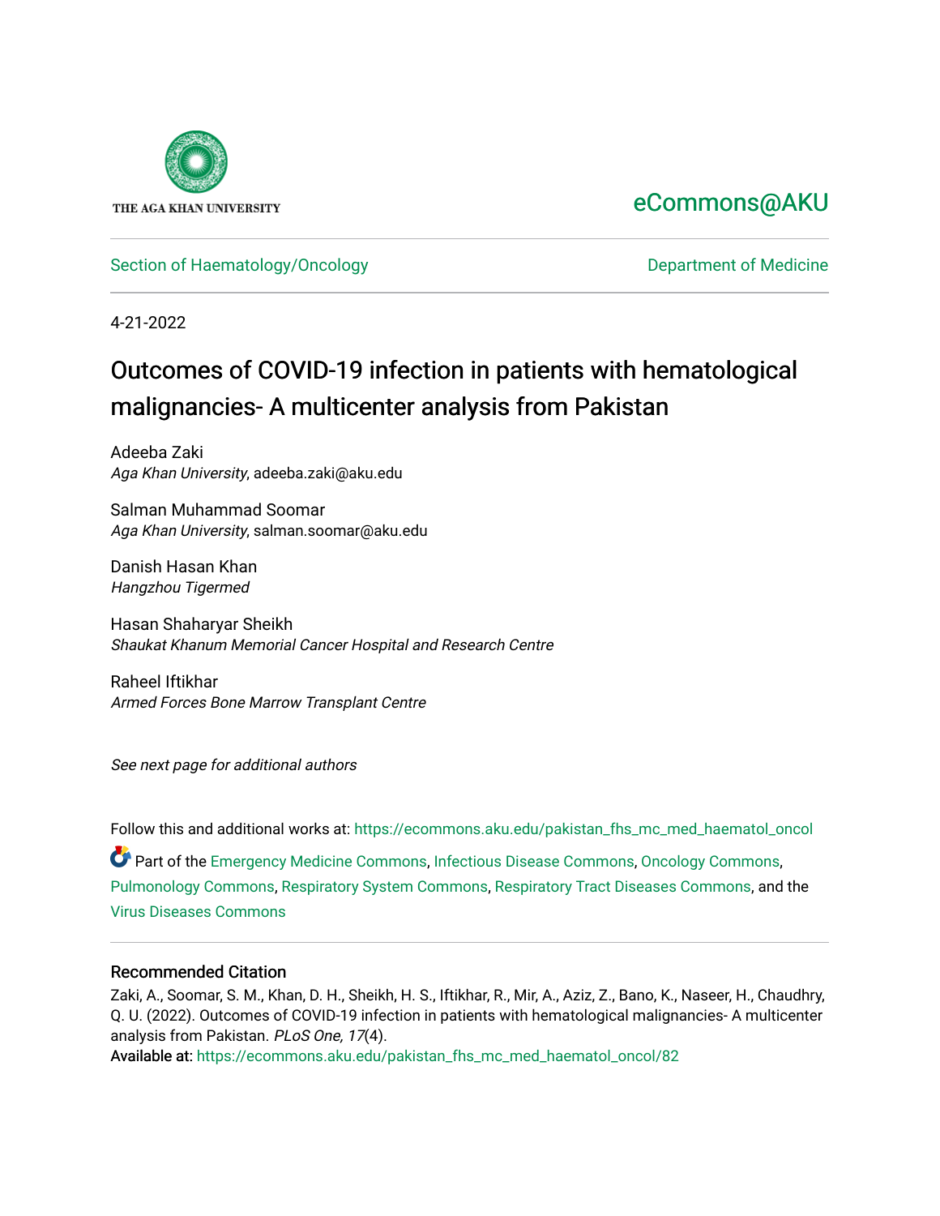THE AGA KHAN UNIVERSITY

eCommons@AKU

Section of Haematology/Oncology | Department of Medicine

4-21-2022

# Outcomes of COVID-19 infection in patients with hematological malignancies- A multicenter analysis from Pakistan

Adeeba Zaki
*Aga Khan University*, adeeba.zaki@aku.edu

Salman Muhammad Soomar
*Aga Khan University*, salman.soomar@aku.edu

Danish Hasan Khan
*Hangzhou Tigermed*

Hasan Shaharyar Sheikh
*Shaukat Khanum Memorial Cancer Hospital and Research Centre*

Raheel Iftikhar
*Armed Forces Bone Marrow Transplant Centre*

*See next page for additional authors*

Follow this and additional works at: https://ecommons.aku.edu/pakistan_fhs_mc_med_haematol_oncol

Part of the Emergency Medicine Commons, Infectious Disease Commons, Oncology Commons, Pulmonology Commons, Respiratory System Commons, Respiratory Tract Diseases Commons, and the Virus Diseases Commons

### Recommended Citation

Zaki, A., Soomar, S. M., Khan, D. H., Sheikh, H. S., Iftikhar, R., Mir, A., Aziz, Z., Bano, K., Naseer, H., Chaudhry, Q. U. (2022). Outcomes of COVID-19 infection in patients with hematological malignancies- A multicenter analysis from Pakistan. *PLoS One, 17*(4).
Available at: https://ecommons.aku.edu/pakistan_fhs_mc_med_haematol_oncol/82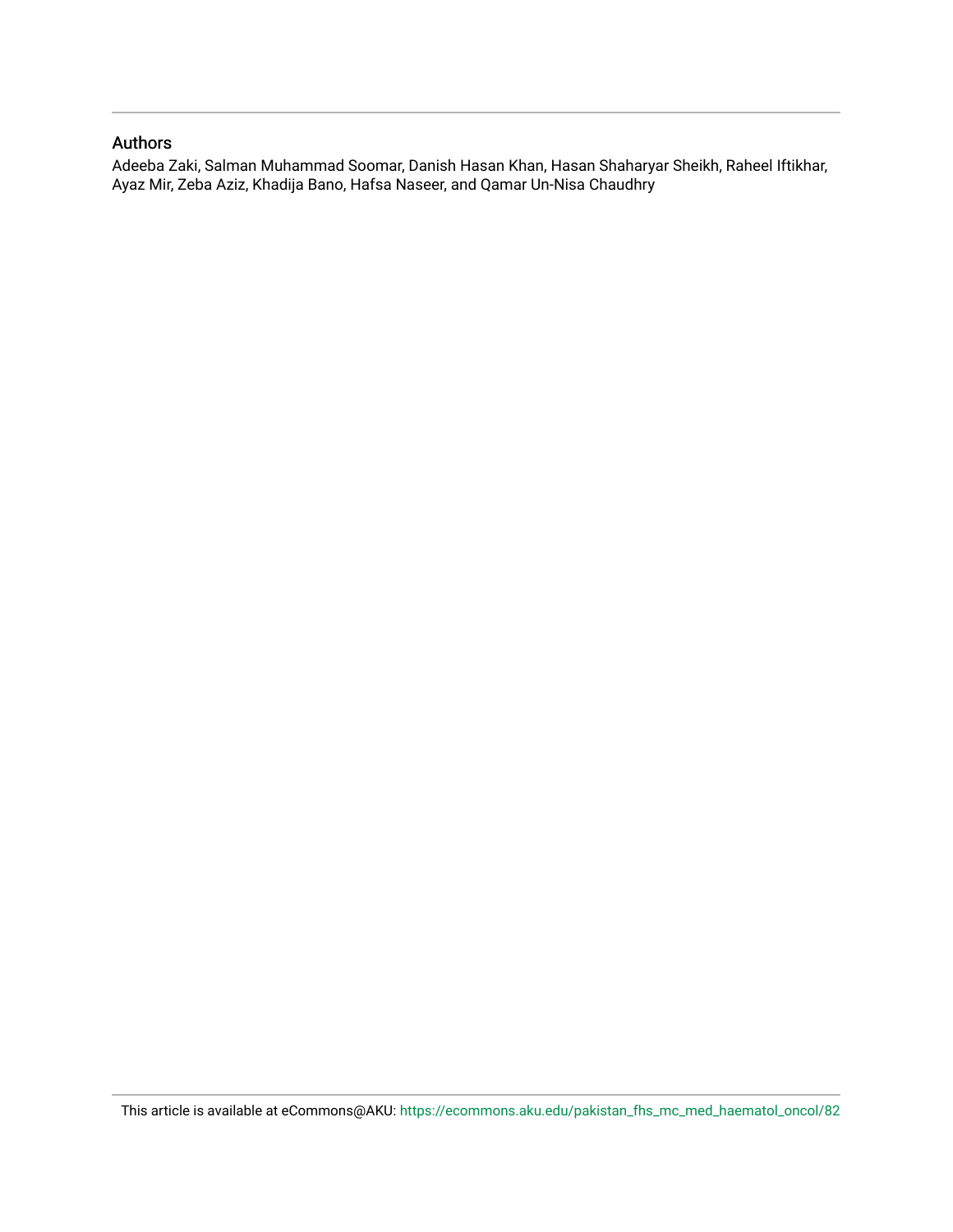### Authors

Adeeba Zaki, Salman Muhammad Soomar, Danish Hasan Khan, Hasan Shaharyar Sheikh, Raheel Iftikhar, Ayaz Mir, Zeba Aziz, Khadija Bano, Hafsa Naseer, and Qamar Un-Nisa Chaudhry

This article is available at eCommons@AKU: https://ecommons.aku.edu/pakistan_fhs_mc_med_haematol_oncol/82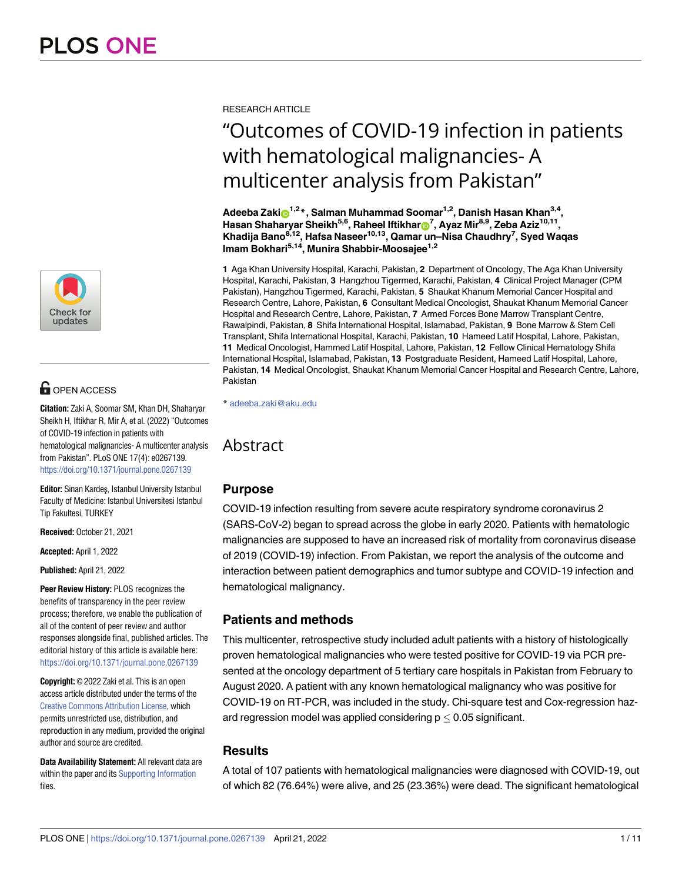RESEARCH ARTICLE

# "Outcomes of COVID-19 infection in patients with hematological malignancies- A multicenter analysis from Pakistan"

**Adeeba Zaki[1,2]*, Salman Muhammad Soomar[1,2], Danish Hasan Khan[3,4], Hasan Shaharyar Sheikh[5,6], Raheel Iftikhar[7], Ayaz Mir[8,9], Zeba Aziz[10,11], Khadija Bano[8,12], Hafsa Naseer[10,13], Qamar un–Nisa Chaudhry[7], Syed Waqas Imam Bokhari[5,14], Munira Shabbir-Moosajee[1,2]**

**1** Aga Khan University Hospital, Karachi, Pakistan, **2** Department of Oncology, The Aga Khan University Hospital, Karachi, Pakistan, **3** Hangzhou Tigermed, Karachi, Pakistan, **4** Clinical Project Manager (CPM Pakistan), Hangzhou Tigermed, Karachi, Pakistan, **5** Shaukat Khanum Memorial Cancer Hospital and Research Centre, Lahore, Pakistan, **6** Consultant Medical Oncologist, Shaukat Khanum Memorial Cancer Hospital and Research Centre, Lahore, Pakistan, **7** Armed Forces Bone Marrow Transplant Centre, Rawalpindi, Pakistan, **8** Shifa International Hospital, Islamabad, Pakistan, **9** Bone Marrow & Stem Cell Transplant, Shifa International Hospital, Karachi, Pakistan, **10** Hameed Latif Hospital, Lahore, Pakistan, **11** Medical Oncologist, Hammed Latif Hospital, Lahore, Pakistan, **12** Fellow Clinical Hematology Shifa International Hospital, Islamabad, Pakistan, **13** Postgraduate Resident, Hameed Latif Hospital, Lahore, Pakistan, **14** Medical Oncologist, Shaukat Khanum Memorial Cancer Hospital and Research Centre, Lahore, Pakistan

* adeeba.zaki@aku.edu

OPEN ACCESS

**Citation:** Zaki A, Soomar SM, Khan DH, Shaharyar Sheikh H, Iftikhar R, Mir A, et al. (2022) "Outcomes of COVID-19 infection in patients with hematological malignancies- A multicenter analysis from Pakistan". PLoS ONE 17(4): e0267139. https://doi.org/10.1371/journal.pone.0267139

**Editor:** Sinan Kardeş, Istanbul University Istanbul Faculty of Medicine: Istanbul Universitesi Istanbul Tip Fakultesi, TURKEY

**Received:** October 21, 2021

**Accepted:** April 1, 2022

**Published:** April 21, 2022

**Peer Review History:** PLOS recognizes the benefits of transparency in the peer review process; therefore, we enable the publication of all of the content of peer review and author responses alongside final, published articles. The editorial history of this article is available here: https://doi.org/10.1371/journal.pone.0267139

**Copyright:** © 2022 Zaki et al. This is an open access article distributed under the terms of the Creative Commons Attribution License, which permits unrestricted use, distribution, and reproduction in any medium, provided the original author and source are credited.

**Data Availability Statement:** All relevant data are within the paper and its Supporting Information files.

## Abstract

### Purpose

COVID-19 infection resulting from severe acute respiratory syndrome coronavirus 2 (SARS-CoV-2) began to spread across the globe in early 2020. Patients with hematologic malignancies are supposed to have an increased risk of mortality from coronavirus disease of 2019 (COVID-19) infection. From Pakistan, we report the analysis of the outcome and interaction between patient demographics and tumor subtype and COVID-19 infection and hematological malignancy.

### Patients and methods

This multicenter, retrospective study included adult patients with a history of histologically proven hematological malignancies who were tested positive for COVID-19 via PCR presented at the oncology department of 5 tertiary care hospitals in Pakistan from February to August 2020. A patient with any known hematological malignancy who was positive for COVID-19 on RT-PCR, was included in the study. Chi-square test and Cox-regression hazard regression model was applied considering $p \leq 0.05$ significant.

### Results

A total of 107 patients with hematological malignancies were diagnosed with COVID-19, out of which 82 (76.64%) were alive, and 25 (23.36%) were dead. The significant hematological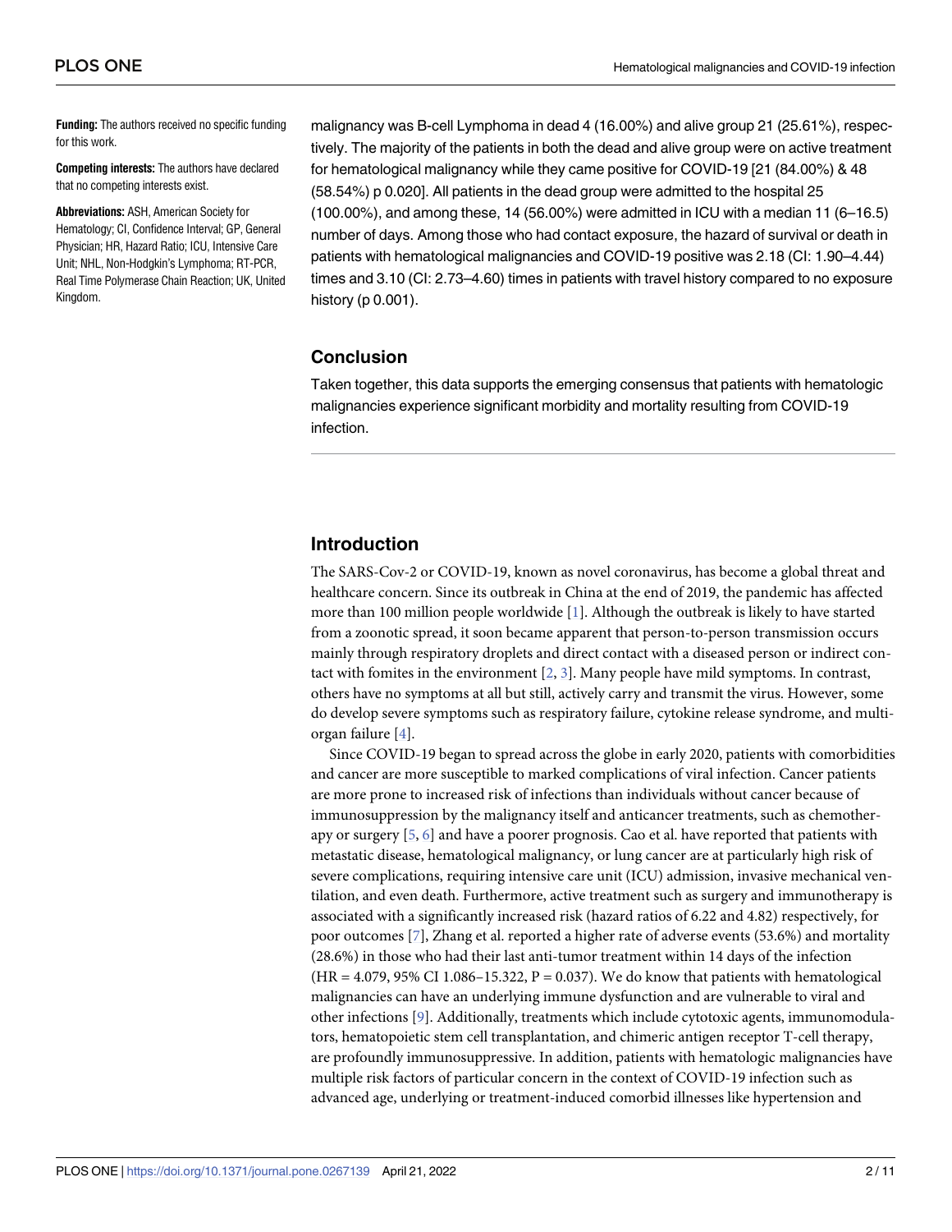**Funding:** The authors received no specific funding for this work.

**Competing interests:** The authors have declared that no competing interests exist.

**Abbreviations:** ASH, American Society for Hematology; CI, Confidence Interval; GP, General Physician; HR, Hazard Ratio; ICU, Intensive Care Unit; NHL, Non-Hodgkin's Lymphoma; RT-PCR, Real Time Polymerase Chain Reaction; UK, United Kingdom.

malignancy was B-cell Lymphoma in dead 4 (16.00%) and alive group 21 (25.61%), respectively. The majority of the patients in both the dead and alive group were on active treatment for hematological malignancy while they came positive for COVID-19 [21 (84.00%) & 48 (58.54%) p 0.020]. All patients in the dead group were admitted to the hospital 25 (100.00%), and among these, 14 (56.00%) were admitted in ICU with a median 11 (6–16.5) number of days. Among those who had contact exposure, the hazard of survival or death in patients with hematological malignancies and COVID-19 positive was 2.18 (CI: 1.90–4.44) times and 3.10 (CI: 2.73–4.60) times in patients with travel history compared to no exposure history (p 0.001).

## Conclusion

Taken together, this data supports the emerging consensus that patients with hematologic malignancies experience significant morbidity and mortality resulting from COVID-19 infection.

## Introduction

The SARS-Cov-2 or COVID-19, known as novel coronavirus, has become a global threat and healthcare concern. Since its outbreak in China at the end of 2019, the pandemic has affected more than 100 million people worldwide [1]. Although the outbreak is likely to have started from a zoonotic spread, it soon became apparent that person-to-person transmission occurs mainly through respiratory droplets and direct contact with a diseased person or indirect contact with fomites in the environment [2, 3]. Many people have mild symptoms. In contrast, others have no symptoms at all but still, actively carry and transmit the virus. However, some do develop severe symptoms such as respiratory failure, cytokine release syndrome, and multi-organ failure [4].

Since COVID-19 began to spread across the globe in early 2020, patients with comorbidities and cancer are more susceptible to marked complications of viral infection. Cancer patients are more prone to increased risk of infections than individuals without cancer because of immunosuppression by the malignancy itself and anticancer treatments, such as chemotherapy or surgery [5, 6] and have a poorer prognosis. Cao et al. have reported that patients with metastatic disease, hematological malignancy, or lung cancer are at particularly high risk of severe complications, requiring intensive care unit (ICU) admission, invasive mechanical ventilation, and even death. Furthermore, active treatment such as surgery and immunotherapy is associated with a significantly increased risk (hazard ratios of 6.22 and 4.82) respectively, for poor outcomes [7], Zhang et al. reported a higher rate of adverse events (53.6%) and mortality (28.6%) in those who had their last anti-tumor treatment within 14 days of the infection (HR = 4.079, 95% CI 1.086–15.322, P = 0.037). We do know that patients with hematological malignancies can have an underlying immune dysfunction and are vulnerable to viral and other infections [9]. Additionally, treatments which include cytotoxic agents, immunomodulators, hematopoietic stem cell transplantation, and chimeric antigen receptor T-cell therapy, are profoundly immunosuppressive. In addition, patients with hematologic malignancies have multiple risk factors of particular concern in the context of COVID-19 infection such as advanced age, underlying or treatment-induced comorbid illnesses like hypertension and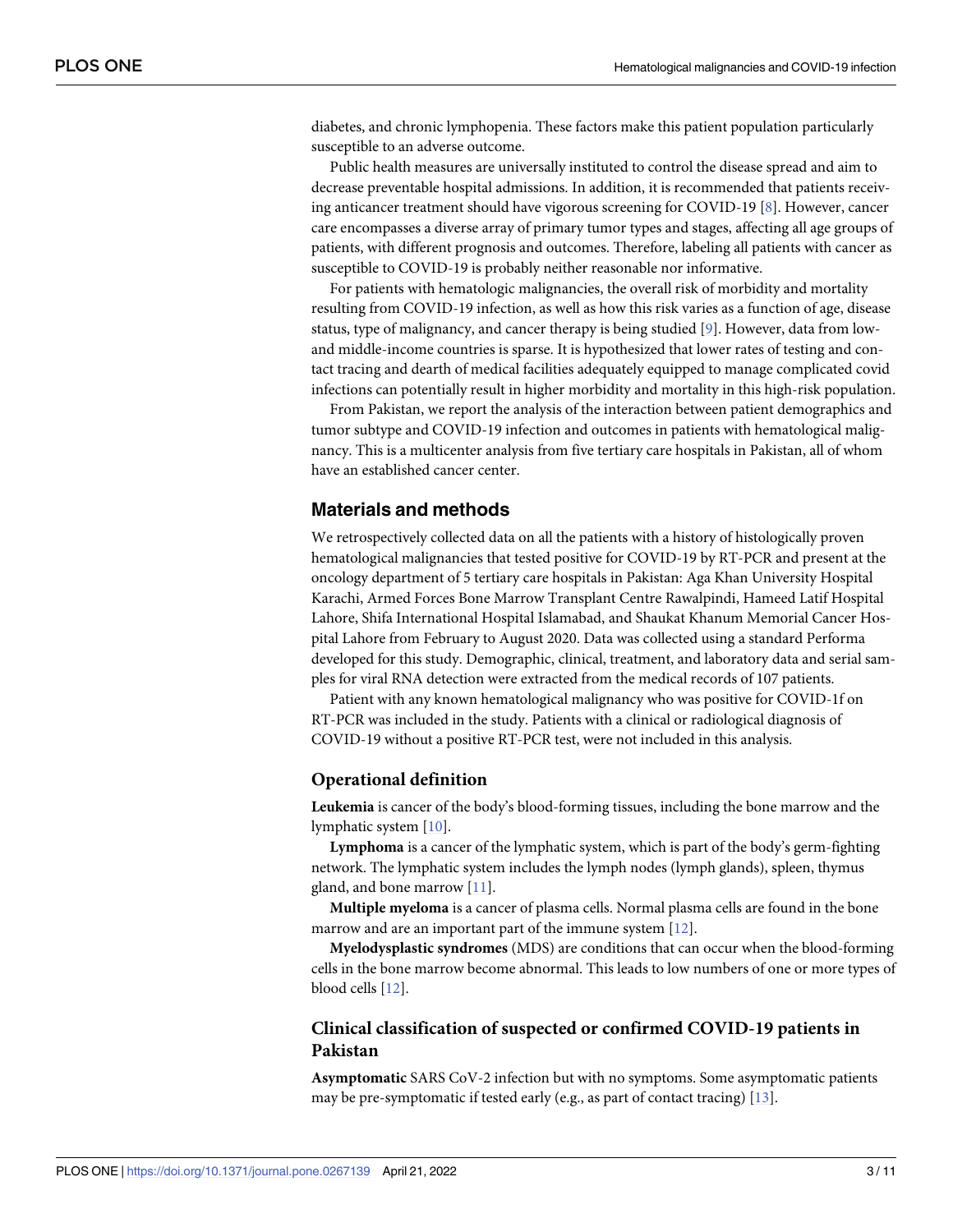diabetes, and chronic lymphopenia. These factors make this patient population particularly susceptible to an adverse outcome.

Public health measures are universally instituted to control the disease spread and aim to decrease preventable hospital admissions. In addition, it is recommended that patients receiving anticancer treatment should have vigorous screening for COVID-19 [8]. However, cancer care encompasses a diverse array of primary tumor types and stages, affecting all age groups of patients, with different prognosis and outcomes. Therefore, labeling all patients with cancer as susceptible to COVID-19 is probably neither reasonable nor informative.

For patients with hematologic malignancies, the overall risk of morbidity and mortality resulting from COVID-19 infection, as well as how this risk varies as a function of age, disease status, type of malignancy, and cancer therapy is being studied [9]. However, data from low- and middle-income countries is sparse. It is hypothesized that lower rates of testing and contact tracing and dearth of medical facilities adequately equipped to manage complicated covid infections can potentially result in higher morbidity and mortality in this high-risk population.

From Pakistan, we report the analysis of the interaction between patient demographics and tumor subtype and COVID-19 infection and outcomes in patients with hematological malignancy. This is a multicenter analysis from five tertiary care hospitals in Pakistan, all of whom have an established cancer center.

## Materials and methods

We retrospectively collected data on all the patients with a history of histologically proven hematological malignancies that tested positive for COVID-19 by RT-PCR and present at the oncology department of 5 tertiary care hospitals in Pakistan: Aga Khan University Hospital Karachi, Armed Forces Bone Marrow Transplant Centre Rawalpindi, Hameed Latif Hospital Lahore, Shifa International Hospital Islamabad, and Shaukat Khanum Memorial Cancer Hospital Lahore from February to August 2020. Data was collected using a standard Performa developed for this study. Demographic, clinical, treatment, and laboratory data and serial samples for viral RNA detection were extracted from the medical records of 107 patients.

Patient with any known hematological malignancy who was positive for COVID-1f on RT-PCR was included in the study. Patients with a clinical or radiological diagnosis of COVID-19 without a positive RT-PCR test, were not included in this analysis.

### Operational definition

**Leukemia** is cancer of the body's blood-forming tissues, including the bone marrow and the lymphatic system [10].

**Lymphoma** is a cancer of the lymphatic system, which is part of the body's germ-fighting network. The lymphatic system includes the lymph nodes (lymph glands), spleen, thymus gland, and bone marrow [11].

**Multiple myeloma** is a cancer of plasma cells. Normal plasma cells are found in the bone marrow and are an important part of the immune system [12].

**Myelodysplastic syndromes** (MDS) are conditions that can occur when the blood-forming cells in the bone marrow become abnormal. This leads to low numbers of one or more types of blood cells [12].

### Clinical classification of suspected or confirmed COVID-19 patients in Pakistan

**Asymptomatic** SARS CoV-2 infection but with no symptoms. Some asymptomatic patients may be pre-symptomatic if tested early (e.g., as part of contact tracing) [13].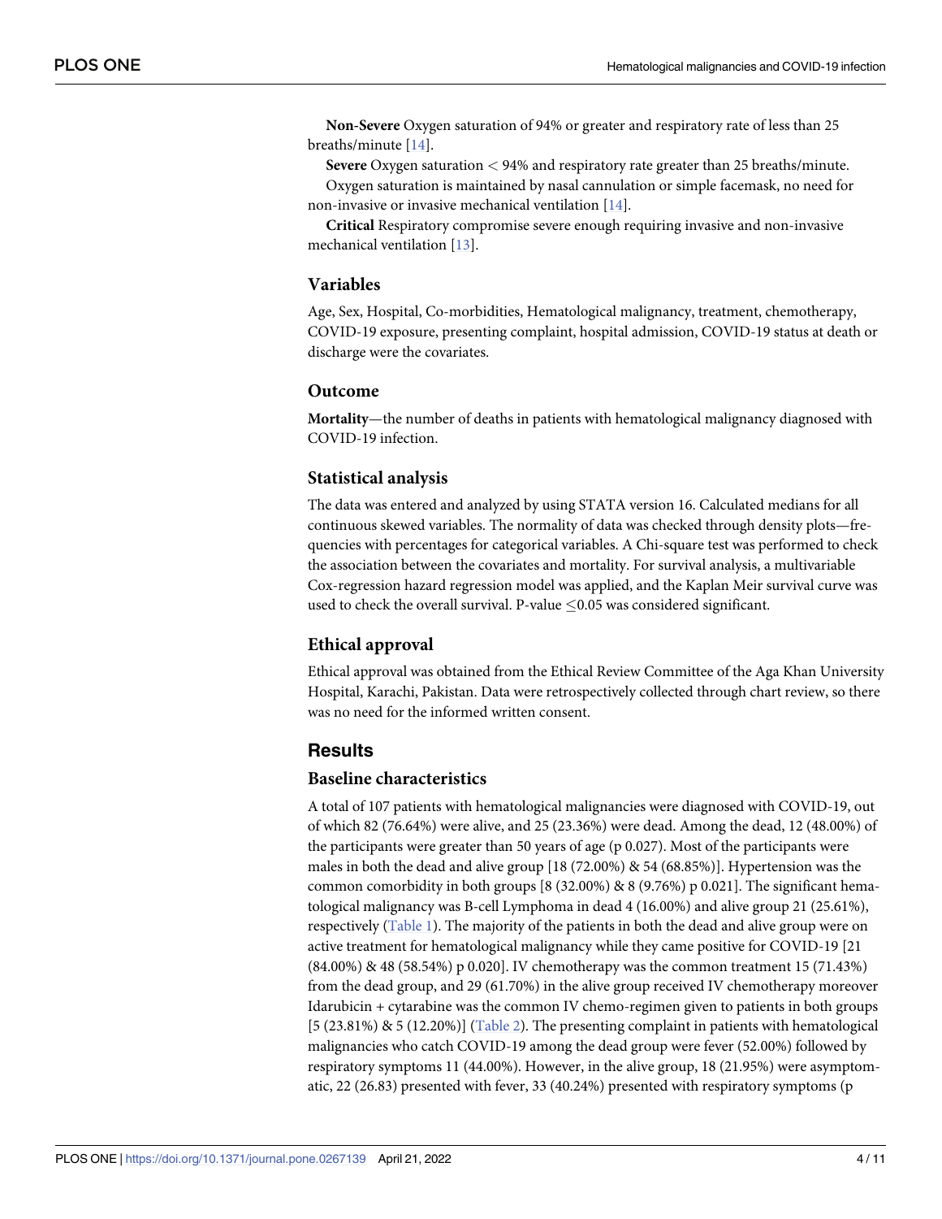**Non-Severe** Oxygen saturation of 94% or greater and respiratory rate of less than 25 breaths/minute [14].

**Severe** Oxygen saturation < 94% and respiratory rate greater than 25 breaths/minute. Oxygen saturation is maintained by nasal cannulation or simple facemask, no need for non-invasive or invasive mechanical ventilation [14].

**Critical** Respiratory compromise severe enough requiring invasive and non-invasive mechanical ventilation [13].

### Variables

Age, Sex, Hospital, Co-morbidities, Hematological malignancy, treatment, chemotherapy, COVID-19 exposure, presenting complaint, hospital admission, COVID-19 status at death or discharge were the covariates.

### Outcome

**Mortality**—the number of deaths in patients with hematological malignancy diagnosed with COVID-19 infection.

### Statistical analysis

The data was entered and analyzed by using STATA version 16. Calculated medians for all continuous skewed variables. The normality of data was checked through density plots—frequencies with percentages for categorical variables. A Chi-square test was performed to check the association between the covariates and mortality. For survival analysis, a multivariable Cox-regression hazard regression model was applied, and the Kaplan Meir survival curve was used to check the overall survival. P-value ≤0.05 was considered significant.

### Ethical approval

Ethical approval was obtained from the Ethical Review Committee of the Aga Khan University Hospital, Karachi, Pakistan. Data were retrospectively collected through chart review, so there was no need for the informed written consent.

## Results

### Baseline characteristics

A total of 107 patients with hematological malignancies were diagnosed with COVID-19, out of which 82 (76.64%) were alive, and 25 (23.36%) were dead. Among the dead, 12 (48.00%) of the participants were greater than 50 years of age (p 0.027). Most of the participants were males in both the dead and alive group [18 (72.00%) & 54 (68.85%)]. Hypertension was the common comorbidity in both groups [8 (32.00%) & 8 (9.76%) p 0.021]. The significant hematological malignancy was B-cell Lymphoma in dead 4 (16.00%) and alive group 21 (25.61%), respectively (Table 1). The majority of the patients in both the dead and alive group were on active treatment for hematological malignancy while they came positive for COVID-19 [21 (84.00%) & 48 (58.54%) p 0.020]. IV chemotherapy was the common treatment 15 (71.43%) from the dead group, and 29 (61.70%) in the alive group received IV chemotherapy moreover Idarubicin + cytarabine was the common IV chemo-regimen given to patients in both groups [5 (23.81%) & 5 (12.20%)] (Table 2). The presenting complaint in patients with hematological malignancies who catch COVID-19 among the dead group were fever (52.00%) followed by respiratory symptoms 11 (44.00%). However, in the alive group, 18 (21.95%) were asymptomatic, 22 (26.83) presented with fever, 33 (40.24%) presented with respiratory symptoms (p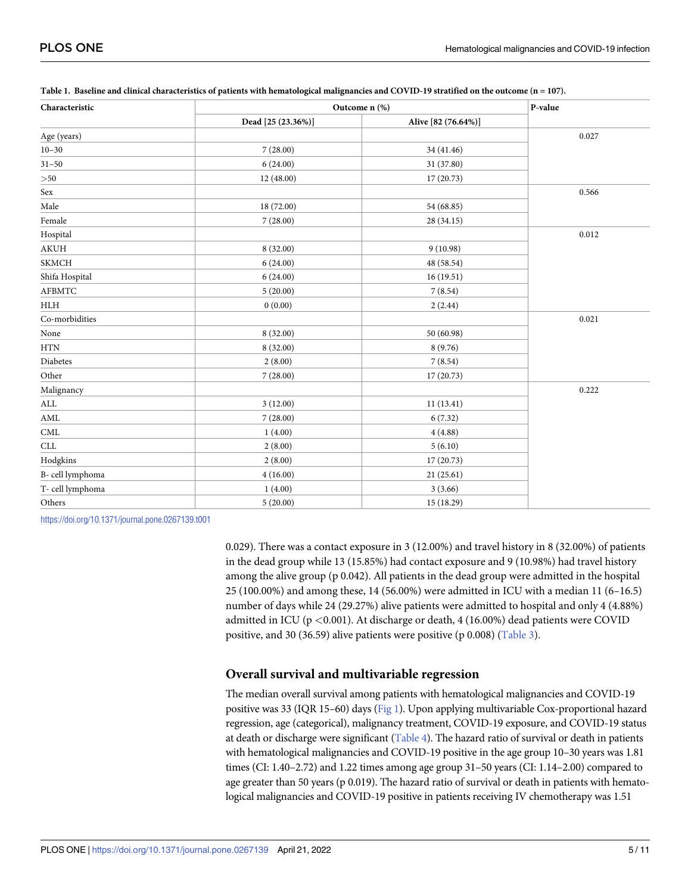**Table 1. Baseline and clinical characteristics of patients with hematological malignancies and COVID-19 stratified on the outcome (n = 107).**

| Characteristic | Outcome n (%) | | P-value |
|---|---|---|---|
| | Dead [25 (23.36%)] | Alive [82 (76.64%)] | |
| Age (years) | | | 0.027 |
| 10–30 | 7 (28.00) | 34 (41.46) | |
| 31–50 | 6 (24.00) | 31 (37.80) | |
| >50 | 12 (48.00) | 17 (20.73) | |
| Sex | | | 0.566 |
| Male | 18 (72.00) | 54 (68.85) | |
| Female | 7 (28.00) | 28 (34.15) | |
| Hospital | | | 0.012 |
| AKUH | 8 (32.00) | 9 (10.98) | |
| SKMCH | 6 (24.00) | 48 (58.54) | |
| Shifa Hospital | 6 (24.00) | 16 (19.51) | |
| AFBMTC | 5 (20.00) | 7 (8.54) | |
| HLH | 0 (0.00) | 2 (2.44) | |
| Co-morbidities | | | 0.021 |
| None | 8 (32.00) | 50 (60.98) | |
| HTN | 8 (32.00) | 8 (9.76) | |
| Diabetes | 2 (8.00) | 7 (8.54) | |
| Other | 7 (28.00) | 17 (20.73) | |
| Malignancy | | | 0.222 |
| ALL | 3 (12.00) | 11 (13.41) | |
| AML | 7 (28.00) | 6 (7.32) | |
| CML | 1 (4.00) | 4 (4.88) | |
| CLL | 2 (8.00) | 5 (6.10) | |
| Hodgkins | 2 (8.00) | 17 (20.73) | |
| B- cell lymphoma | 4 (16.00) | 21 (25.61) | |
| T- cell lymphoma | 1 (4.00) | 3 (3.66) | |
| Others | 5 (20.00) | 15 (18.29) | |

https://doi.org/10.1371/journal.pone.0267139.t001

0.029). There was a contact exposure in 3 (12.00%) and travel history in 8 (32.00%) of patients in the dead group while 13 (15.85%) had contact exposure and 9 (10.98%) had travel history among the alive group (p 0.042). All patients in the dead group were admitted in the hospital 25 (100.00%) and among these, 14 (56.00%) were admitted in ICU with a median 11 (6–16.5) number of days while 24 (29.27%) alive patients were admitted to hospital and only 4 (4.88%) admitted in ICU ($p < 0.001$). At discharge or death, 4 (16.00%) dead patients were COVID positive, and 30 (36.59) alive patients were positive (p 0.008) (Table 3).

## Overall survival and multivariable regression

The median overall survival among patients with hematological malignancies and COVID-19 positive was 33 (IQR 15–60) days (Fig 1). Upon applying multivariable Cox-proportional hazard regression, age (categorical), malignancy treatment, COVID-19 exposure, and COVID-19 status at death or discharge were significant (Table 4). The hazard ratio of survival or death in patients with hematological malignancies and COVID-19 positive in the age group 10–30 years was 1.81 times (CI: 1.40–2.72) and 1.22 times among age group 31–50 years (CI: 1.14–2.00) compared to age greater than 50 years (p 0.019). The hazard ratio of survival or death in patients with hematological malignancies and COVID-19 positive in patients receiving IV chemotherapy was 1.51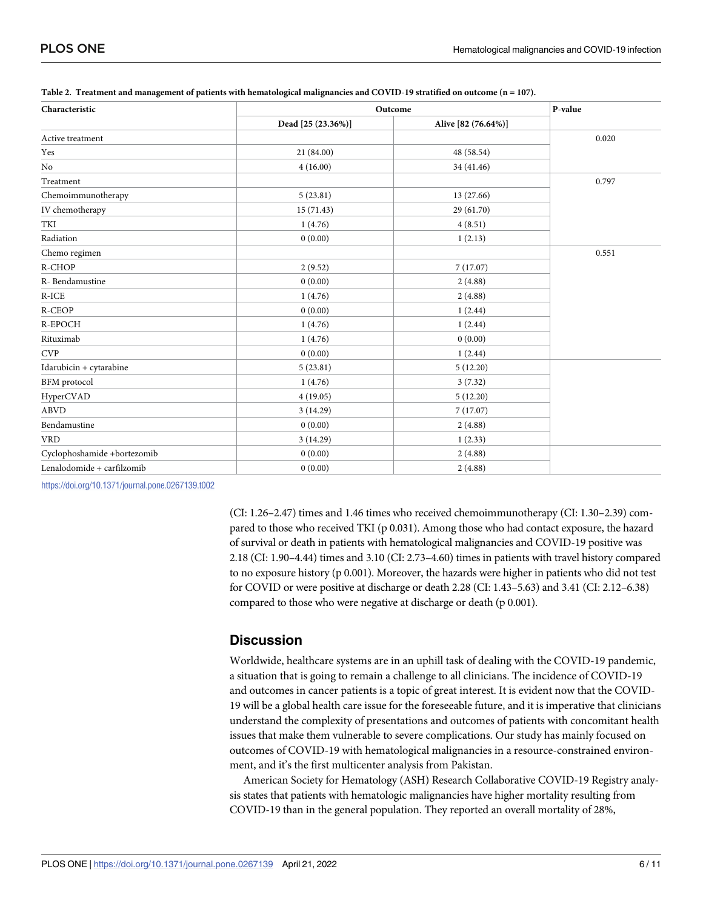**Table 2. Treatment and management of patients with hematological malignancies and COVID-19 stratified on outcome (n = 107).**

| Characteristic | Outcome | | P-value |
|---|---|---|---|
| | Dead [25 (23.36%)] | Alive [82 (76.64%)] | |
| Active treatment | | | 0.020 |
| Yes | 21 (84.00) | 48 (58.54) | |
| No | 4 (16.00) | 34 (41.46) | |
| Treatment | | | 0.797 |
| Chemoimmunotherapy | 5 (23.81) | 13 (27.66) | |
| IV chemotherapy | 15 (71.43) | 29 (61.70) | |
| TKI | 1 (4.76) | 4 (8.51) | |
| Radiation | 0 (0.00) | 1 (2.13) | |
| Chemo regimen | | | 0.551 |
| R-CHOP | 2 (9.52) | 7 (17.07) | |
| R- Bendamustine | 0 (0.00) | 2 (4.88) | |
| R-ICE | 1 (4.76) | 2 (4.88) | |
| R-CEOP | 0 (0.00) | 1 (2.44) | |
| R-EPOCH | 1 (4.76) | 1 (2.44) | |
| Rituximab | 1 (4.76) | 0 (0.00) | |
| CVP | 0 (0.00) | 1 (2.44) | |
| Idarubicin + cytarabine | 5 (23.81) | 5 (12.20) | |
| BFM protocol | 1 (4.76) | 3 (7.32) | |
| HyperCVAD | 4 (19.05) | 5 (12.20) | |
| ABVD | 3 (14.29) | 7 (17.07) | |
| Bendamustine | 0 (0.00) | 2 (4.88) | |
| VRD | 3 (14.29) | 1 (2.33) | |
| Cyclophoshamide +bortezomib | 0 (0.00) | 2 (4.88) | |
| Lenalodomide + carfilzomib | 0 (0.00) | 2 (4.88) | |

https://doi.org/10.1371/journal.pone.0267139.t002

(CI: 1.26–2.47) times and 1.46 times who received chemoimmunotherapy (CI: 1.30–2.39) compared to those who received TKI (p 0.031). Among those who had contact exposure, the hazard of survival or death in patients with hematological malignancies and COVID-19 positive was 2.18 (CI: 1.90–4.44) times and 3.10 (CI: 2.73–4.60) times in patients with travel history compared to no exposure history (p 0.001). Moreover, the hazards were higher in patients who did not test for COVID or were positive at discharge or death 2.28 (CI: 1.43–5.63) and 3.41 (CI: 2.12–6.38) compared to those who were negative at discharge or death (p 0.001).

## Discussion

Worldwide, healthcare systems are in an uphill task of dealing with the COVID-19 pandemic, a situation that is going to remain a challenge to all clinicians. The incidence of COVID-19 and outcomes in cancer patients is a topic of great interest. It is evident now that the COVID-19 will be a global health care issue for the foreseeable future, and it is imperative that clinicians understand the complexity of presentations and outcomes of patients with concomitant health issues that make them vulnerable to severe complications. Our study has mainly focused on outcomes of COVID-19 with hematological malignancies in a resource-constrained environment, and it's the first multicenter analysis from Pakistan.

American Society for Hematology (ASH) Research Collaborative COVID-19 Registry analysis states that patients with hematologic malignancies have higher mortality resulting from COVID-19 than in the general population. They reported an overall mortality of 28%,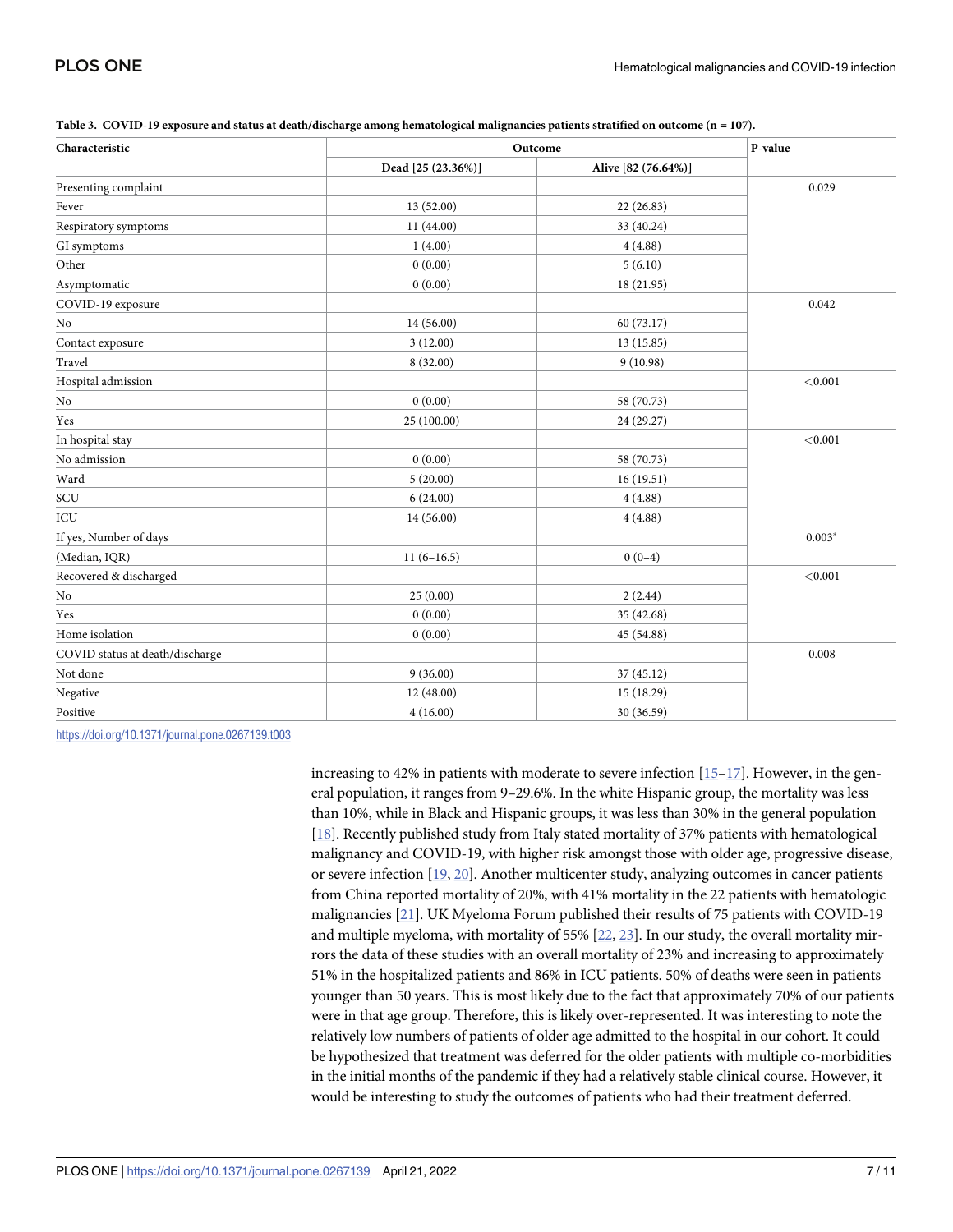**Table 3. COVID-19 exposure and status at death/discharge among hematological malignancies patients stratified on outcome (n = 107).**

| Characteristic | Outcome | | P-value |
|---|---|---|---|
| | Dead [25 (23.36%)] | Alive [82 (76.64%)] | |
| Presenting complaint | | | 0.029 |
| Fever | 13 (52.00) | 22 (26.83) | |
| Respiratory symptoms | 11 (44.00) | 33 (40.24) | |
| GI symptoms | 1 (4.00) | 4 (4.88) | |
| Other | 0 (0.00) | 5 (6.10) | |
| Asymptomatic | 0 (0.00) | 18 (21.95) | |
| COVID-19 exposure | | | 0.042 |
| No | 14 (56.00) | 60 (73.17) | |
| Contact exposure | 3 (12.00) | 13 (15.85) | |
| Travel | 8 (32.00) | 9 (10.98) | |
| Hospital admission | | | <0.001 |
| No | 0 (0.00) | 58 (70.73) | |
| Yes | 25 (100.00) | 24 (29.27) | |
| In hospital stay | | | <0.001 |
| No admission | 0 (0.00) | 58 (70.73) | |
| Ward | 5 (20.00) | 16 (19.51) | |
| SCU | 6 (24.00) | 4 (4.88) | |
| ICU | 14 (56.00) | 4 (4.88) | |
| If yes, Number of days | | | 0.003* |
| (Median, IQR) | 11 (6–16.5) | 0 (0–4) | |
| Recovered & discharged | | | <0.001 |
| No | 25 (0.00) | 2 (2.44) | |
| Yes | 0 (0.00) | 35 (42.68) | |
| Home isolation | 0 (0.00) | 45 (54.88) | |
| COVID status at death/discharge | | | 0.008 |
| Not done | 9 (36.00) | 37 (45.12) | |
| Negative | 12 (48.00) | 15 (18.29) | |
| Positive | 4 (16.00) | 30 (36.59) | |

https://doi.org/10.1371/journal.pone.0267139.t003

increasing to 42% in patients with moderate to severe infection [15–17]. However, in the general population, it ranges from 9–29.6%. In the white Hispanic group, the mortality was less than 10%, while in Black and Hispanic groups, it was less than 30% in the general population [18]. Recently published study from Italy stated mortality of 37% patients with hematological malignancy and COVID-19, with higher risk amongst those with older age, progressive disease, or severe infection [19, 20]. Another multicenter study, analyzing outcomes in cancer patients from China reported mortality of 20%, with 41% mortality in the 22 patients with hematologic malignancies [21]. UK Myeloma Forum published their results of 75 patients with COVID-19 and multiple myeloma, with mortality of 55% [22, 23]. In our study, the overall mortality mirrors the data of these studies with an overall mortality of 23% and increasing to approximately 51% in the hospitalized patients and 86% in ICU patients. 50% of deaths were seen in patients younger than 50 years. This is most likely due to the fact that approximately 70% of our patients were in that age group. Therefore, this is likely over-represented. It was interesting to note the relatively low numbers of patients of older age admitted to the hospital in our cohort. It could be hypothesized that treatment was deferred for the older patients with multiple co-morbidities in the initial months of the pandemic if they had a relatively stable clinical course. However, it would be interesting to study the outcomes of patients who had their treatment deferred.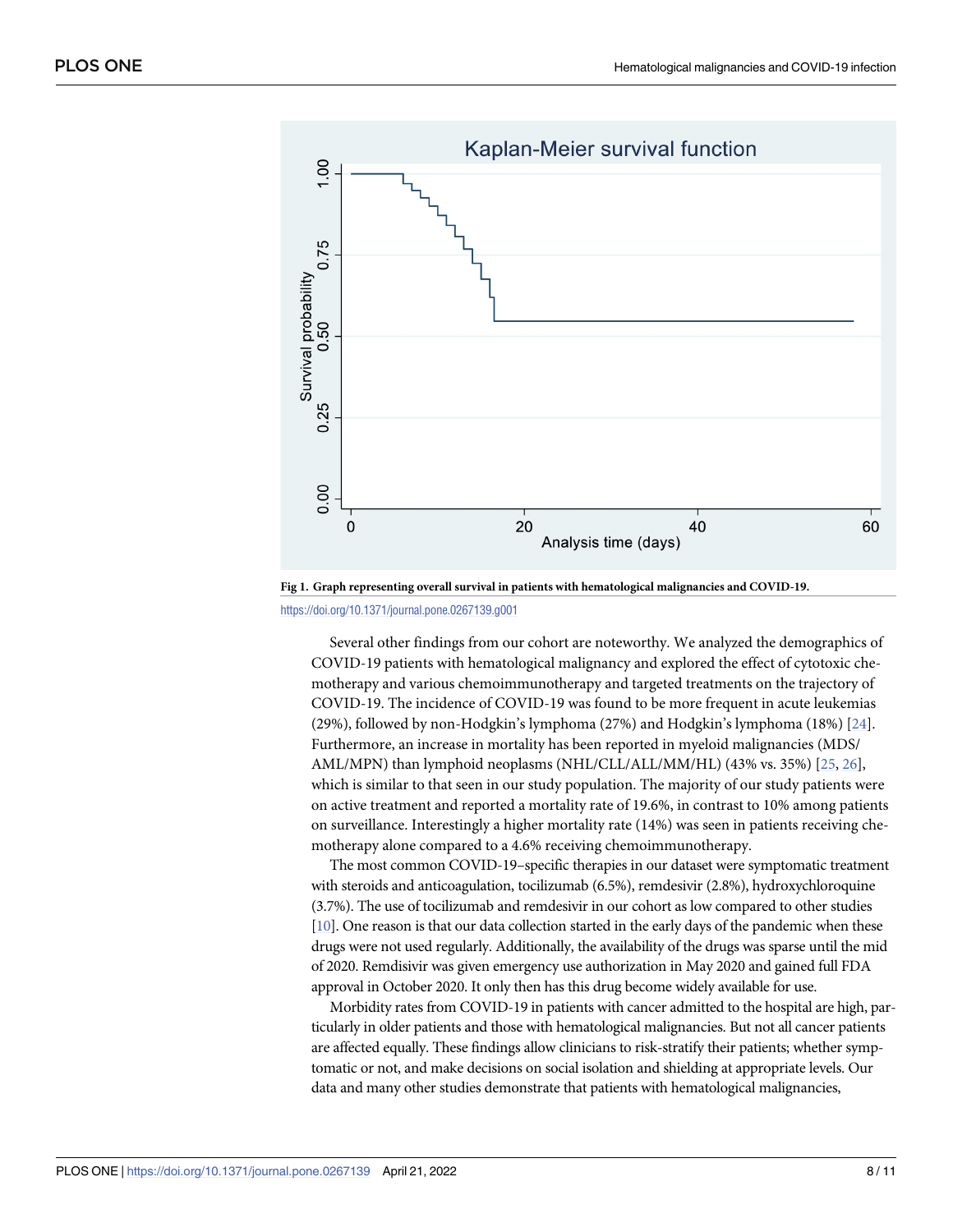**Fig 1. Graph representing overall survival in patients with hematological malignancies and COVID-19.**

https://doi.org/10.1371/journal.pone.0267139.g001

Several other findings from our cohort are noteworthy. We analyzed the demographics of COVID-19 patients with hematological malignancy and explored the effect of cytotoxic chemotherapy and various chemoimmunotherapy and targeted treatments on the trajectory of COVID-19. The incidence of COVID-19 was found to be more frequent in acute leukemias (29%), followed by non-Hodgkin's lymphoma (27%) and Hodgkin's lymphoma (18%) [24]. Furthermore, an increase in mortality has been reported in myeloid malignancies (MDS/AML/MPN) than lymphoid neoplasms (NHL/CLL/ALL/MM/HL) (43% vs. 35%) [25, 26], which is similar to that seen in our study population. The majority of our study patients were on active treatment and reported a mortality rate of 19.6%, in contrast to 10% among patients on surveillance. Interestingly a higher mortality rate (14%) was seen in patients receiving chemotherapy alone compared to a 4.6% receiving chemoimmunotherapy.

The most common COVID-19–specific therapies in our dataset were symptomatic treatment with steroids and anticoagulation, tocilizumab (6.5%), remdesivir (2.8%), hydroxychloroquine (3.7%). The use of tocilizumab and remdesivir in our cohort as low compared to other studies [10]. One reason is that our data collection started in the early days of the pandemic when these drugs were not used regularly. Additionally, the availability of the drugs was sparse until the mid of 2020. Remdisivir was given emergency use authorization in May 2020 and gained full FDA approval in October 2020. It only then has this drug become widely available for use.

Morbidity rates from COVID-19 in patients with cancer admitted to the hospital are high, particularly in older patients and those with hematological malignancies. But not all cancer patients are affected equally. These findings allow clinicians to risk-stratify their patients; whether symptomatic or not, and make decisions on social isolation and shielding at appropriate levels. Our data and many other studies demonstrate that patients with hematological malignancies,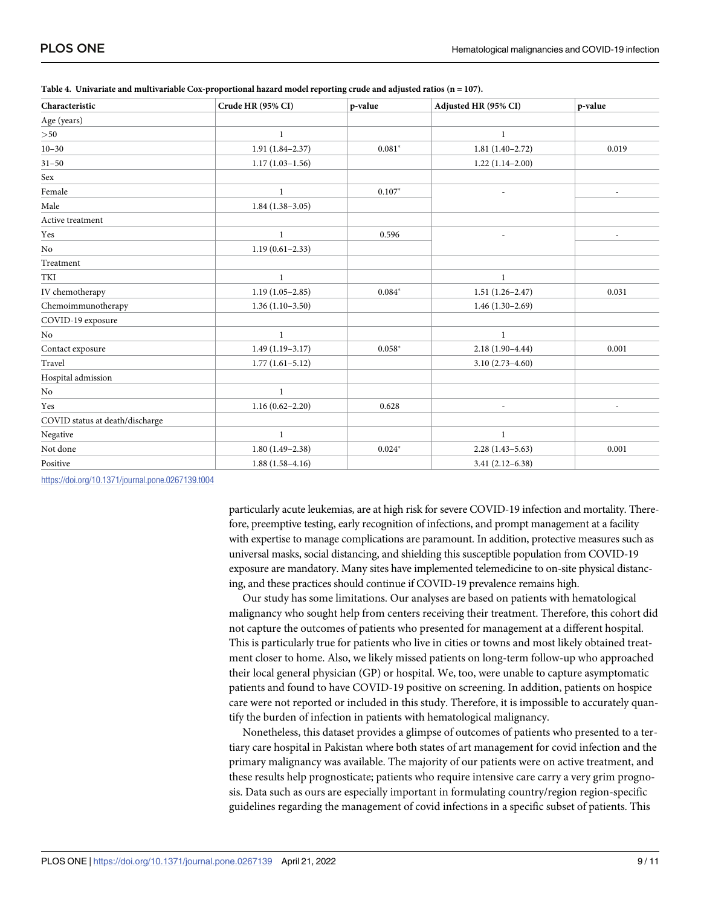**Table 4. Univariate and multivariable Cox-proportional hazard model reporting crude and adjusted ratios (n = 107).**

| Characteristic | Crude HR (95% CI) | p-value | Adjusted HR (95% CI) | p-value |
|---|---|---|---|---|
| Age (years) | | | | |
| >50 | 1 | | 1 | |
| 10–30 | 1.91 (1.84–2.37) | 0.081* | 1.81 (1.40–2.72) | 0.019 |
| 31–50 | 1.17 (1.03–1.56) | | 1.22 (1.14–2.00) | |
| Sex | | | | |
| Female | 1 | 0.107* | - | - |
| Male | 1.84 (1.38–3.05) | | | |
| Active treatment | | | | |
| Yes | 1 | 0.596 | - | - |
| No | 1.19 (0.61–2.33) | | | |
| Treatment | | | | |
| TKI | 1 | | 1 | |
| IV chemotherapy | 1.19 (1.05–2.85) | 0.084* | 1.51 (1.26–2.47) | 0.031 |
| Chemoimmunotherapy | 1.36 (1.10–3.50) | | 1.46 (1.30–2.69) | |
| COVID-19 exposure | | | | |
| No | 1 | | 1 | |
| Contact exposure | 1.49 (1.19–3.17) | 0.058* | 2.18 (1.90–4.44) | 0.001 |
| Travel | 1.77 (1.61–5.12) | | 3.10 (2.73–4.60) | |
| Hospital admission | | | | |
| No | 1 | | | |
| Yes | 1.16 (0.62–2.20) | 0.628 | - | - |
| COVID status at death/discharge | | | | |
| Negative | 1 | | 1 | |
| Not done | 1.80 (1.49–2.38) | 0.024* | 2.28 (1.43–5.63) | 0.001 |
| Positive | 1.88 (1.58–4.16) | | 3.41 (2.12–6.38) | |

https://doi.org/10.1371/journal.pone.0267139.t004

particularly acute leukemias, are at high risk for severe COVID-19 infection and mortality. Therefore, preemptive testing, early recognition of infections, and prompt management at a facility with expertise to manage complications are paramount. In addition, protective measures such as universal masks, social distancing, and shielding this susceptible population from COVID-19 exposure are mandatory. Many sites have implemented telemedicine to on-site physical distancing, and these practices should continue if COVID-19 prevalence remains high.

Our study has some limitations. Our analyses are based on patients with hematological malignancy who sought help from centers receiving their treatment. Therefore, this cohort did not capture the outcomes of patients who presented for management at a different hospital. This is particularly true for patients who live in cities or towns and most likely obtained treatment closer to home. Also, we likely missed patients on long-term follow-up who approached their local general physician (GP) or hospital. We, too, were unable to capture asymptomatic patients and found to have COVID-19 positive on screening. In addition, patients on hospice care were not reported or included in this study. Therefore, it is impossible to accurately quantify the burden of infection in patients with hematological malignancy.

Nonetheless, this dataset provides a glimpse of outcomes of patients who presented to a tertiary care hospital in Pakistan where both states of art management for covid infection and the primary malignancy was available. The majority of our patients were on active treatment, and these results help prognosticate; patients who require intensive care carry a very grim prognosis. Data such as ours are especially important in formulating country/region region-specific guidelines regarding the management of covid infections in a specific subset of patients. This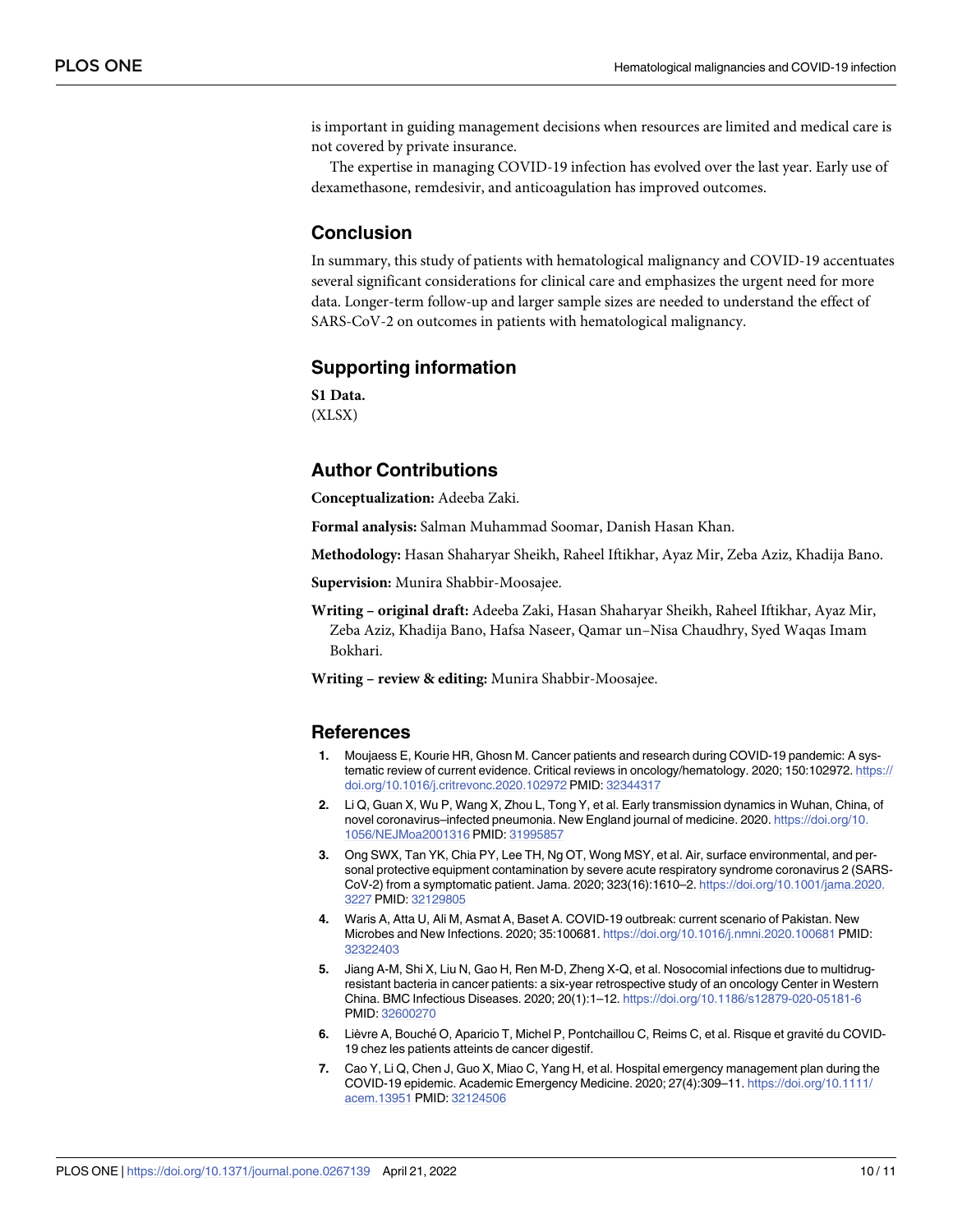is important in guiding management decisions when resources are limited and medical care is not covered by private insurance.

The expertise in managing COVID-19 infection has evolved over the last year. Early use of dexamethasone, remdesivir, and anticoagulation has improved outcomes.

## Conclusion

In summary, this study of patients with hematological malignancy and COVID-19 accentuates several significant considerations for clinical care and emphasizes the urgent need for more data. Longer-term follow-up and larger sample sizes are needed to understand the effect of SARS-CoV-2 on outcomes in patients with hematological malignancy.

## Supporting information

**S1 Data.**
(XLSX)

## Author Contributions

**Conceptualization:** Adeeba Zaki.

**Formal analysis:** Salman Muhammad Soomar, Danish Hasan Khan.

**Methodology:** Hasan Shaharyar Sheikh, Raheel Iftikhar, Ayaz Mir, Zeba Aziz, Khadija Bano.

**Supervision:** Munira Shabbir-Moosajee.

**Writing – original draft:** Adeeba Zaki, Hasan Shaharyar Sheikh, Raheel Iftikhar, Ayaz Mir, Zeba Aziz, Khadija Bano, Hafsa Naseer, Qamar un–Nisa Chaudhry, Syed Waqas Imam Bokhari.

**Writing – review & editing:** Munira Shabbir-Moosajee.

## References

1. Moujaess E, Kourie HR, Ghosn M. Cancer patients and research during COVID-19 pandemic: A systematic review of current evidence. Critical reviews in oncology/hematology. 2020; 150:102972. https://doi.org/10.1016/j.critrevonc.2020.102972 PMID: 32344317
2. Li Q, Guan X, Wu P, Wang X, Zhou L, Tong Y, et al. Early transmission dynamics in Wuhan, China, of novel coronavirus–infected pneumonia. New England journal of medicine. 2020. https://doi.org/10.1056/NEJMoa2001316 PMID: 31995857
3. Ong SWX, Tan YK, Chia PY, Lee TH, Ng OT, Wong MSY, et al. Air, surface environmental, and personal protective equipment contamination by severe acute respiratory syndrome coronavirus 2 (SARS-CoV-2) from a symptomatic patient. Jama. 2020; 323(16):1610–2. https://doi.org/10.1001/jama.2020.3227 PMID: 32129805
4. Waris A, Atta U, Ali M, Asmat A, Baset A. COVID-19 outbreak: current scenario of Pakistan. New Microbes and New Infections. 2020; 35:100681. https://doi.org/10.1016/j.nmni.2020.100681 PMID: 32322403
5. Jiang A-M, Shi X, Liu N, Gao H, Ren M-D, Zheng X-Q, et al. Nosocomial infections due to multidrug-resistant bacteria in cancer patients: a six-year retrospective study of an oncology Center in Western China. BMC Infectious Diseases. 2020; 20(1):1–12. https://doi.org/10.1186/s12879-020-05181-6 PMID: 32600270
6. Lièvre A, Bouché O, Aparicio T, Michel P, Pontchaillou C, Reims C, et al. Risque et gravité du COVID-19 chez les patients atteints de cancer digestif.
7. Cao Y, Li Q, Chen J, Guo X, Miao C, Yang H, et al. Hospital emergency management plan during the COVID-19 epidemic. Academic Emergency Medicine. 2020; 27(4):309–11. https://doi.org/10.1111/acem.13951 PMID: 32124506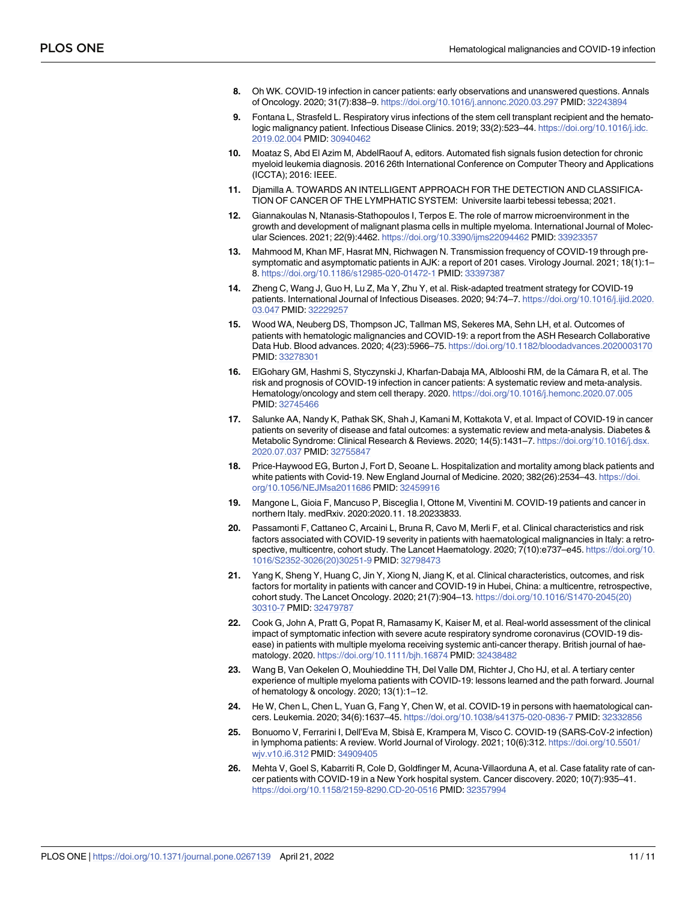8. Oh WK. COVID-19 infection in cancer patients: early observations and unanswered questions. Annals of Oncology. 2020; 31(7):838–9. https://doi.org/10.1016/j.annonc.2020.03.297 PMID: 32243894
9. Fontana L, Strasfeld L. Respiratory virus infections of the stem cell transplant recipient and the hematologic malignancy patient. Infectious Disease Clinics. 2019; 33(2):523–44. https://doi.org/10.1016/j.idc.2019.02.004 PMID: 30940462
10. Moataz S, Abd El Azim M, AbdelRaouf A, editors. Automated fish signals fusion detection for chronic myeloid leukemia diagnosis. 2016 26th International Conference on Computer Theory and Applications (ICCTA); 2016: IEEE.
11. Djamilla A. TOWARDS AN INTELLIGENT APPROACH FOR THE DETECTION AND CLASSIFICATION OF CANCER OF THE LYMPHATIC SYSTEM: Universite laarbi tebessi tebessa; 2021.
12. Giannakoulas N, Ntanasis-Stathopoulos I, Terpos E. The role of marrow microenvironment in the growth and development of malignant plasma cells in multiple myeloma. International Journal of Molecular Sciences. 2021; 22(9):4462. https://doi.org/10.3390/ijms22094462 PMID: 33923357
13. Mahmood M, Khan MF, Hasrat MN, Richwagen N. Transmission frequency of COVID-19 through pre-symptomatic and asymptomatic patients in AJK: a report of 201 cases. Virology Journal. 2021; 18(1):1–8. https://doi.org/10.1186/s12985-020-01472-1 PMID: 33397387
14. Zheng C, Wang J, Guo H, Lu Z, Ma Y, Zhu Y, et al. Risk-adapted treatment strategy for COVID-19 patients. International Journal of Infectious Diseases. 2020; 94:74–7. https://doi.org/10.1016/j.ijid.2020.03.047 PMID: 32229257
15. Wood WA, Neuberg DS, Thompson JC, Tallman MS, Sekeres MA, Sehn LH, et al. Outcomes of patients with hematologic malignancies and COVID-19: a report from the ASH Research Collaborative Data Hub. Blood advances. 2020; 4(23):5966–75. https://doi.org/10.1182/bloodadvances.2020003170 PMID: 33278301
16. ElGohary GM, Hashmi S, Styczynski J, Kharfan-Dabaja MA, Alblooshi RM, de la Cámara R, et al. The risk and prognosis of COVID-19 infection in cancer patients: A systematic review and meta-analysis. Hematology/oncology and stem cell therapy. 2020. https://doi.org/10.1016/j.hemonc.2020.07.005 PMID: 32745466
17. Salunke AA, Nandy K, Pathak SK, Shah J, Kamani M, Kottakota V, et al. Impact of COVID-19 in cancer patients on severity of disease and fatal outcomes: a systematic review and meta-analysis. Diabetes & Metabolic Syndrome: Clinical Research & Reviews. 2020; 14(5):1431–7. https://doi.org/10.1016/j.dsx.2020.07.037 PMID: 32755847
18. Price-Haywood EG, Burton J, Fort D, Seoane L. Hospitalization and mortality among black patients and white patients with Covid-19. New England Journal of Medicine. 2020; 382(26):2534–43. https://doi.org/10.1056/NEJMsa2011686 PMID: 32459916
19. Mangone L, Gioia F, Mancuso P, Bisceglia I, Ottone M, Viventini M. COVID-19 patients and cancer in northern Italy. medRxiv. 2020:2020.11. 18.20233833.
20. Passamonti F, Cattaneo C, Arcaini L, Bruna R, Cavo M, Merli F, et al. Clinical characteristics and risk factors associated with COVID-19 severity in patients with haematological malignancies in Italy: a retrospective, multicentre, cohort study. The Lancet Haematology. 2020; 7(10):e737–e45. https://doi.org/10.1016/S2352-3026(20)30251-9 PMID: 32798473
21. Yang K, Sheng Y, Huang C, Jin Y, Xiong N, Jiang K, et al. Clinical characteristics, outcomes, and risk factors for mortality in patients with cancer and COVID-19 in Hubei, China: a multicentre, retrospective, cohort study. The Lancet Oncology. 2020; 21(7):904–13. https://doi.org/10.1016/S1470-2045(20)30310-7 PMID: 32479787
22. Cook G, John A, Pratt G, Popat R, Ramasamy K, Kaiser M, et al. Real-world assessment of the clinical impact of symptomatic infection with severe acute respiratory syndrome coronavirus (COVID-19 disease) in patients with multiple myeloma receiving systemic anti-cancer therapy. British journal of haematology. 2020. https://doi.org/10.1111/bjh.16874 PMID: 32438482
23. Wang B, Van Oekelen O, Mouhieddine TH, Del Valle DM, Richter J, Cho HJ, et al. A tertiary center experience of multiple myeloma patients with COVID-19: lessons learned and the path forward. Journal of hematology & oncology. 2020; 13(1):1–12.
24. He W, Chen L, Chen L, Yuan G, Fang Y, Chen W, et al. COVID-19 in persons with haematological cancers. Leukemia. 2020; 34(6):1637–45. https://doi.org/10.1038/s41375-020-0836-7 PMID: 32332856
25. Bonuomo V, Ferrarini I, Dell'Eva M, Sbisà E, Krampera M, Visco C. COVID-19 (SARS-CoV-2 infection) in lymphoma patients: A review. World Journal of Virology. 2021; 10(6):312. https://doi.org/10.5501/wjv.v10.i6.312 PMID: 34909405
26. Mehta V, Goel S, Kabarriti R, Cole D, Goldfinger M, Acuna-Villaorduna A, et al. Case fatality rate of cancer patients with COVID-19 in a New York hospital system. Cancer discovery. 2020; 10(7):935–41. https://doi.org/10.1158/2159-8290.CD-20-0516 PMID: 32357994